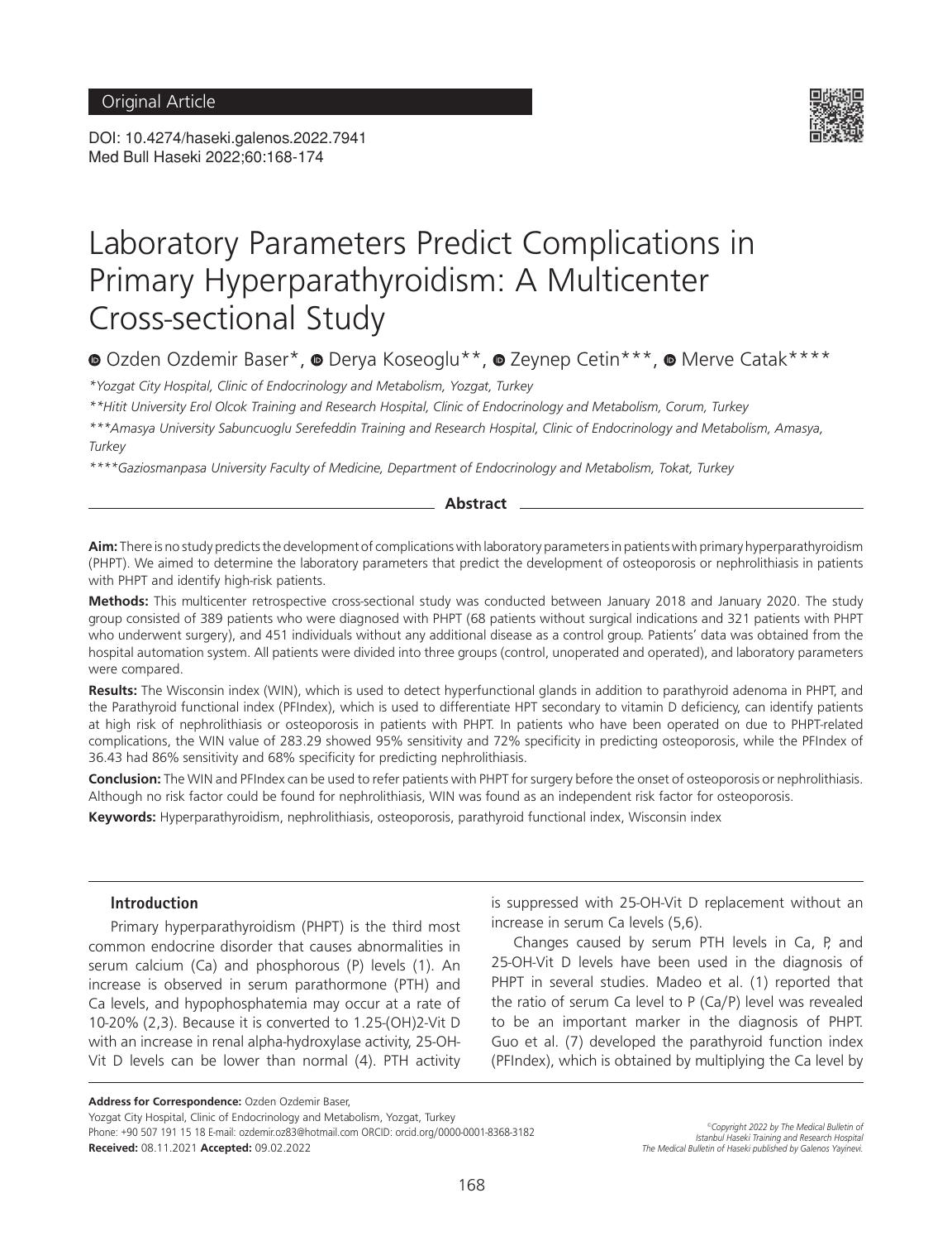Original Article

DOI: 10.4274/haseki.galenos.2022.7941
Med Bull Haseki 2022;60:168-174

# Laboratory Parameters Predict Complications in Primary Hyperparathyroidism: A Multicenter Cross-sectional Study

Ozden Ozdemir Baser*, Derya Koseoglu**, Zeynep Cetin***, Merve Catak****

*Yozgat City Hospital, Clinic of Endocrinology and Metabolism, Yozgat, Turkey

**Hitit University Erol Olcok Training and Research Hospital, Clinic of Endocrinology and Metabolism, Corum, Turkey

***Amasya University Sabuncuoglu Serefeddin Training and Research Hospital, Clinic of Endocrinology and Metabolism, Amasya, Turkey

****Gaziosmanpasa University Faculty of Medicine, Department of Endocrinology and Metabolism, Tokat, Turkey

## Abstract

**Aim:** There is no study predicts the development of complications with laboratory parameters in patients with primary hyperparathyroidism (PHPT). We aimed to determine the laboratory parameters that predict the development of osteoporosis or nephrolithiasis in patients with PHPT and identify high-risk patients.

**Methods:** This multicenter retrospective cross-sectional study was conducted between January 2018 and January 2020. The study group consisted of 389 patients who were diagnosed with PHPT (68 patients without surgical indications and 321 patients with PHPT who underwent surgery), and 451 individuals without any additional disease as a control group. Patients' data was obtained from the hospital automation system. All patients were divided into three groups (control, unoperated and operated), and laboratory parameters were compared.

**Results:** The Wisconsin index (WIN), which is used to detect hyperfunctional glands in addition to parathyroid adenoma in PHPT, and the Parathyroid functional index (PFIndex), which is used to differentiate HPT secondary to vitamin D deficiency, can identify patients at high risk of nephrolithiasis or osteoporosis in patients with PHPT. In patients who have been operated on due to PHPT-related complications, the WIN value of 283.29 showed 95% sensitivity and 72% specificity in predicting osteoporosis, while the PFIndex of 36.43 had 86% sensitivity and 68% specificity for predicting nephrolithiasis.

**Conclusion:** The WIN and PFIndex can be used to refer patients with PHPT for surgery before the onset of osteoporosis or nephrolithiasis. Although no risk factor could be found for nephrolithiasis, WIN was found as an independent risk factor for osteoporosis.

**Keywords:** Hyperparathyroidism, nephrolithiasis, osteoporosis, parathyroid functional index, Wisconsin index

## Introduction

Primary hyperparathyroidism (PHPT) is the third most common endocrine disorder that causes abnormalities in serum calcium (Ca) and phosphorous (P) levels (1). An increase is observed in serum parathormone (PTH) and Ca levels, and hypophosphatemia may occur at a rate of 10-20% (2,3). Because it is converted to 1.25-(OH)2-Vit D with an increase in renal alpha-hydroxylase activity, 25-OH-Vit D levels can be lower than normal (4). PTH activity is suppressed with 25-OH-Vit D replacement without an increase in serum Ca levels (5,6).

Changes caused by serum PTH levels in Ca, P, and 25-OH-Vit D levels have been used in the diagnosis of PHPT in several studies. Madeo et al. (1) reported that the ratio of serum Ca level to P (Ca/P) level was revealed to be an important marker in the diagnosis of PHPT. Guo et al. (7) developed the parathyroid function index (PFIndex), which is obtained by multiplying the Ca level by

**Address for Correspondence:** Ozden Ozdemir Baser,
Yozgat City Hospital, Clinic of Endocrinology and Metabolism, Yozgat, Turkey
Phone: +90 507 191 15 18 E-mail: ozdemir.oz83@hotmail.com ORCID: orcid.org/0000-0001-8368-3182
**Received:** 08.11.2021 **Accepted:** 09.02.2022

©Copyright 2022 by The Medical Bulletin of Istanbul Haseki Training and Research Hospital
The Medical Bulletin of Haseki published by Galenos Yayinevi.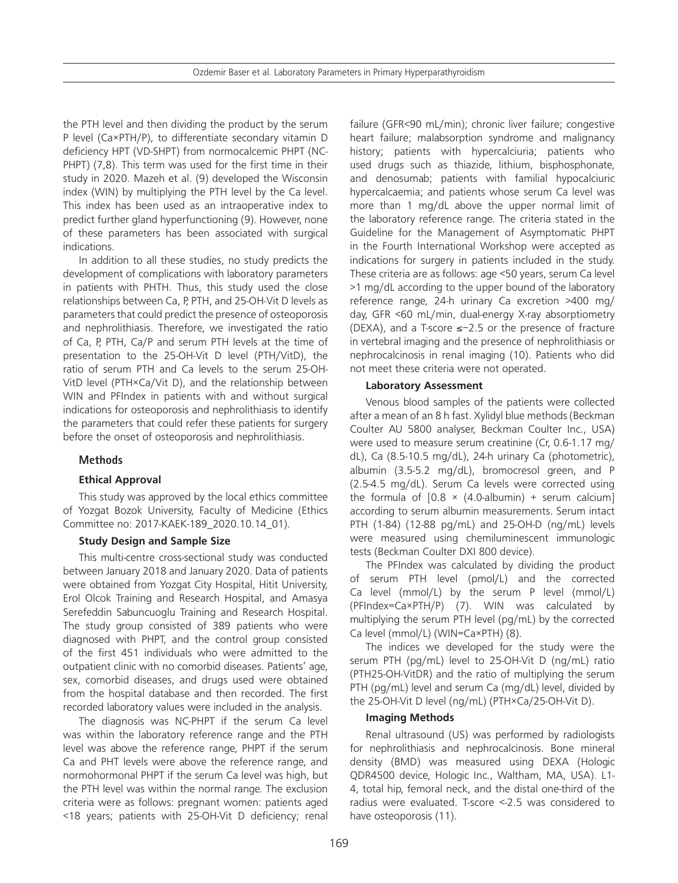the PTH level and then dividing the product by the serum P level (Ca×PTH/P), to differentiate secondary vitamin D deficiency HPT (VD-SHPT) from normocalcemic PHPT (NC-PHPT) (7,8). This term was used for the first time in their study in 2020. Mazeh et al. (9) developed the Wisconsin index (WIN) by multiplying the PTH level by the Ca level. This index has been used as an intraoperative index to predict further gland hyperfunctioning (9). However, none of these parameters has been associated with surgical indications.

In addition to all these studies, no study predicts the development of complications with laboratory parameters in patients with PHTH. Thus, this study used the close relationships between Ca, P, PTH, and 25-OH-Vit D levels as parameters that could predict the presence of osteoporosis and nephrolithiasis. Therefore, we investigated the ratio of Ca, P, PTH, Ca/P and serum PTH levels at the time of presentation to the 25-OH-Vit D level (PTH/VitD), the ratio of serum PTH and Ca levels to the serum 25-OH-VitD level (PTH×Ca/Vit D), and the relationship between WIN and PFIndex in patients with and without surgical indications for osteoporosis and nephrolithiasis to identify the parameters that could refer these patients for surgery before the onset of osteoporosis and nephrolithiasis.

## Methods

### Ethical Approval

This study was approved by the local ethics committee of Yozgat Bozok University, Faculty of Medicine (Ethics Committee no: 2017-KAEK-189_2020.10.14_01).

### Study Design and Sample Size

This multi-centre cross-sectional study was conducted between January 2018 and January 2020. Data of patients were obtained from Yozgat City Hospital, Hitit University, Erol Olcok Training and Research Hospital, and Amasya Serefeddin Sabuncuoglu Training and Research Hospital. The study group consisted of 389 patients who were diagnosed with PHPT, and the control group consisted of the first 451 individuals who were admitted to the outpatient clinic with no comorbid diseases. Patients' age, sex, comorbid diseases, and drugs used were obtained from the hospital database and then recorded. The first recorded laboratory values were included in the analysis.

The diagnosis was NC-PHPT if the serum Ca level was within the laboratory reference range and the PTH level was above the reference range, PHPT if the serum Ca and PHT levels were above the reference range, and normohormonal PHPT if the serum Ca level was high, but the PTH level was within the normal range. The exclusion criteria were as follows: pregnant women: patients aged <18 years; patients with 25-OH-Vit D deficiency; renal failure (GFR<90 mL/min); chronic liver failure; congestive heart failure; malabsorption syndrome and malignancy history; patients with hypercalciuria; patients who used drugs such as thiazide, lithium, bisphosphonate, and denosumab; patients with familial hypocalciuric hypercalcaemia; and patients whose serum Ca level was more than 1 mg/dL above the upper normal limit of the laboratory reference range. The criteria stated in the Guideline for the Management of Asymptomatic PHPT in the Fourth International Workshop were accepted as indications for surgery in patients included in the study. These criteria are as follows: age <50 years, serum Ca level >1 mg/dL according to the upper bound of the laboratory reference range, 24-h urinary Ca excretion >400 mg/day, GFR <60 mL/min, dual-energy X-ray absorptiometry (DEXA), and a T-score ≤−2.5 or the presence of fracture in vertebral imaging and the presence of nephrolithiasis or nephrocalcinosis in renal imaging (10). Patients who did not meet these criteria were not operated.

### Laboratory Assessment

Venous blood samples of the patients were collected after a mean of an 8 h fast. Xylidyl blue methods (Beckman Coulter AU 5800 analyser, Beckman Coulter Inc., USA) were used to measure serum creatinine (Cr, 0.6-1.17 mg/dL), Ca (8.5-10.5 mg/dL), 24-h urinary Ca (photometric), albumin (3.5-5.2 mg/dL), bromocresol green, and P (2.5-4.5 mg/dL). Serum Ca levels were corrected using the formula of [0.8 × (4.0-albumin) + serum calcium] according to serum albumin measurements. Serum intact PTH (1-84) (12-88 pg/mL) and 25-OH-D (ng/mL) levels were measured using chemiluminescent immunologic tests (Beckman Coulter DXI 800 device).

The PFIndex was calculated by dividing the product of serum PTH level (pmol/L) and the corrected Ca level (mmol/L) by the serum P level (mmol/L) (PFIndex=Ca×PTH/P) (7). WIN was calculated by multiplying the serum PTH level (pg/mL) by the corrected Ca level (mmol/L) (WIN=Ca×PTH) (8).

The indices we developed for the study were the serum PTH (pg/mL) level to 25-OH-Vit D (ng/mL) ratio (PTH25-OH-VitDR) and the ratio of multiplying the serum PTH (pg/mL) level and serum Ca (mg/dL) level, divided by the 25-OH-Vit D level (ng/mL) (PTH×Ca/25-OH-Vit D).

### Imaging Methods

Renal ultrasound (US) was performed by radiologists for nephrolithiasis and nephrocalcinosis. Bone mineral density (BMD) was measured using DEXA (Hologic QDR4500 device, Hologic Inc., Waltham, MA, USA). L1-4, total hip, femoral neck, and the distal one-third of the radius were evaluated. T-score <-2.5 was considered to have osteoporosis (11).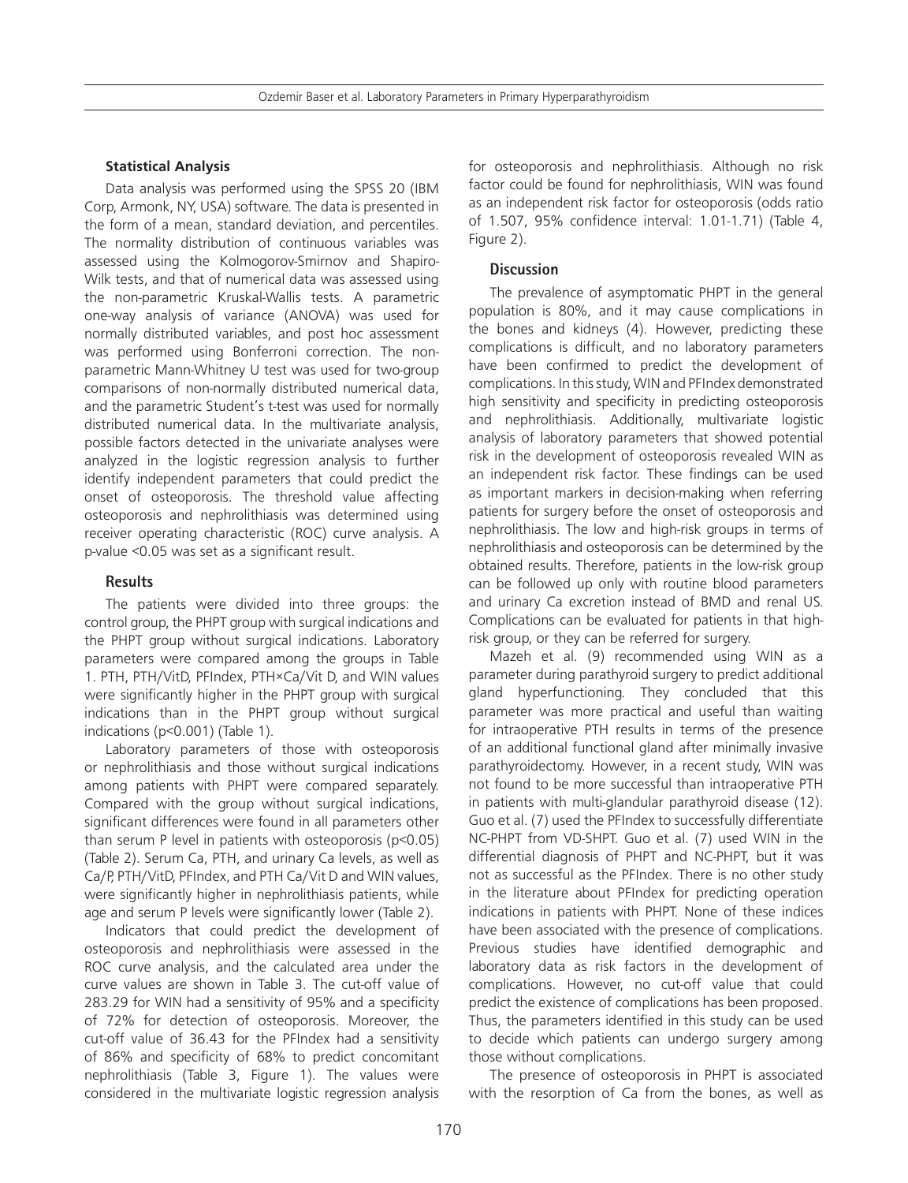#### Statistical Analysis

Data analysis was performed using the SPSS 20 (IBM Corp, Armonk, NY, USA) software. The data is presented in the form of a mean, standard deviation, and percentiles. The normality distribution of continuous variables was assessed using the Kolmogorov-Smirnov and Shapiro-Wilk tests, and that of numerical data was assessed using the non-parametric Kruskal-Wallis tests. A parametric one-way analysis of variance (ANOVA) was used for normally distributed variables, and post hoc assessment was performed using Bonferroni correction. The non-parametric Mann-Whitney U test was used for two-group comparisons of non-normally distributed numerical data, and the parametric Student's t-test was used for normally distributed numerical data. In the multivariate analysis, possible factors detected in the univariate analyses were analyzed in the logistic regression analysis to further identify independent parameters that could predict the onset of osteoporosis. The threshold value affecting osteoporosis and nephrolithiasis was determined using receiver operating characteristic (ROC) curve analysis. A p-value <0.05 was set as a significant result.

### Results

The patients were divided into three groups: the control group, the PHPT group with surgical indications and the PHPT group without surgical indications. Laboratory parameters were compared among the groups in Table 1. PTH, PTH/VitD, PFIndex, PTH×Ca/Vit D, and WIN values were significantly higher in the PHPT group with surgical indications than in the PHPT group without surgical indications (p<0.001) (Table 1).

Laboratory parameters of those with osteoporosis or nephrolithiasis and those without surgical indications among patients with PHPT were compared separately. Compared with the group without surgical indications, significant differences were found in all parameters other than serum P level in patients with osteoporosis (p<0.05) (Table 2). Serum Ca, PTH, and urinary Ca levels, as well as Ca/P, PTH/VitD, PFIndex, and PTH Ca/Vit D and WIN values, were significantly higher in nephrolithiasis patients, while age and serum P levels were significantly lower (Table 2).

Indicators that could predict the development of osteoporosis and nephrolithiasis were assessed in the ROC curve analysis, and the calculated area under the curve values are shown in Table 3. The cut-off value of 283.29 for WIN had a sensitivity of 95% and a specificity of 72% for detection of osteoporosis. Moreover, the cut-off value of 36.43 for the PFIndex had a sensitivity of 86% and specificity of 68% to predict concomitant nephrolithiasis (Table 3, Figure 1). The values were considered in the multivariate logistic regression analysis for osteoporosis and nephrolithiasis. Although no risk factor could be found for nephrolithiasis, WIN was found as an independent risk factor for osteoporosis (odds ratio of 1.507, 95% confidence interval: 1.01-1.71) (Table 4, Figure 2).

### Discussion

The prevalence of asymptomatic PHPT in the general population is 80%, and it may cause complications in the bones and kidneys (4). However, predicting these complications is difficult, and no laboratory parameters have been confirmed to predict the development of complications. In this study, WIN and PFIndex demonstrated high sensitivity and specificity in predicting osteoporosis and nephrolithiasis. Additionally, multivariate logistic analysis of laboratory parameters that showed potential risk in the development of osteoporosis revealed WIN as an independent risk factor. These findings can be used as important markers in decision-making when referring patients for surgery before the onset of osteoporosis and nephrolithiasis. The low and high-risk groups in terms of nephrolithiasis and osteoporosis can be determined by the obtained results. Therefore, patients in the low-risk group can be followed up only with routine blood parameters and urinary Ca excretion instead of BMD and renal US. Complications can be evaluated for patients in that high-risk group, or they can be referred for surgery.

Mazeh et al. (9) recommended using WIN as a parameter during parathyroid surgery to predict additional gland hyperfunctioning. They concluded that this parameter was more practical and useful than waiting for intraoperative PTH results in terms of the presence of an additional functional gland after minimally invasive parathyroidectomy. However, in a recent study, WIN was not found to be more successful than intraoperative PTH in patients with multi-glandular parathyroid disease (12). Guo et al. (7) used the PFIndex to successfully differentiate NC-PHPT from VD-SHPT. Guo et al. (7) used WIN in the differential diagnosis of PHPT and NC-PHPT, but it was not as successful as the PFIndex. There is no other study in the literature about PFIndex for predicting operation indications in patients with PHPT. None of these indices have been associated with the presence of complications. Previous studies have identified demographic and laboratory data as risk factors in the development of complications. However, no cut-off value that could predict the existence of complications has been proposed. Thus, the parameters identified in this study can be used to decide which patients can undergo surgery among those without complications.

The presence of osteoporosis in PHPT is associated with the resorption of Ca from the bones, as well as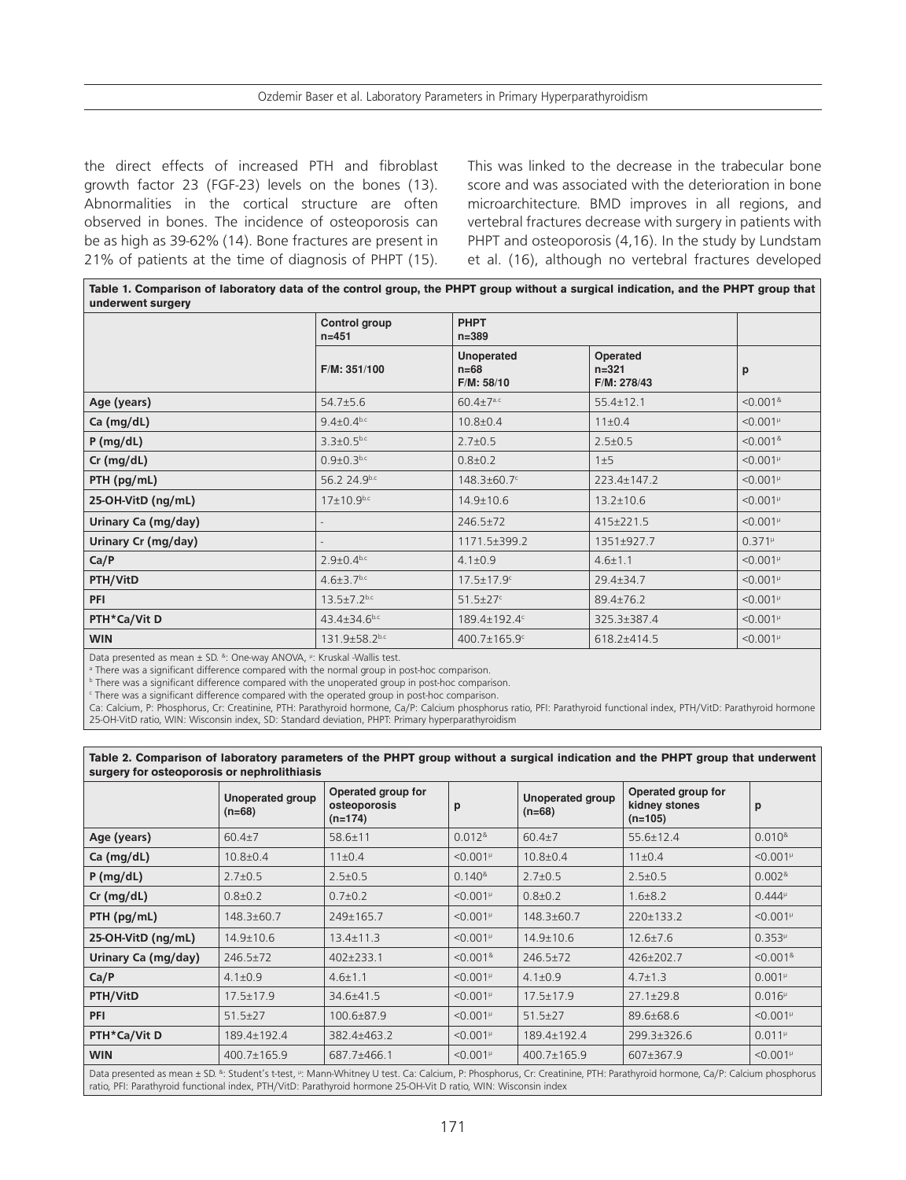the direct effects of increased PTH and fibroblast growth factor 23 (FGF-23) levels on the bones (13). Abnormalities in the cortical structure are often observed in bones. The incidence of osteoporosis can be as high as 39-62% (14). Bone fractures are present in 21% of patients at the time of diagnosis of PHPT (15). This was linked to the decrease in the trabecular bone score and was associated with the deterioration in bone microarchitecture. BMD improves in all regions, and vertebral fractures decrease with surgery in patients with PHPT and osteoporosis (4,16). In the study by Lundstam et al. (16), although no vertebral fractures developed

**Table 1. Comparison of laboratory data of the control group, the PHPT group without a surgical indication, and the PHPT group that underwent surgery**

| | Control group n=451 | PHPT n=389 | | |
|---|---|---|---|---|
| | F/M: 351/100 | Unoperated n=68 F/M: 58/10 | Operated n=321 F/M: 278/43 | p |
| Age (years) | 54.7±5.6 | 60.4±7[a,c] | 55.4±12.1 | <0.001[&] |
| Ca (mg/dL) | 9.4±0.4[b,c] | 10.8±0.4 | 11±0.4 | <0.001[µ] |
| P (mg/dL) | 3.3±0.5[b,c] | 2.7±0.5 | 2.5±0.5 | <0.001[&] |
| Cr (mg/dL) | 0.9±0.3[b,c] | 0.8±0.2 | 1±5 | <0.001[µ] |
| PTH (pg/mL) | 56.2 24.9[b,c] | 148.3±60.7[c] | 223.4±147.2 | <0.001[µ] |
| 25-OH-VitD (ng/mL) | 17±10.9[b,c] | 14.9±10.6 | 13.2±10.6 | <0.001[µ] |
| Urinary Ca (mg/day) | - | 246.5±72 | 415±221.5 | <0.001[µ] |
| Urinary Cr (mg/day) | - | 1171.5±399.2 | 1351±927.7 | 0.371[µ] |
| Ca/P | 2.9±0.4[b,c] | 4.1±0.9 | 4.6±1.1 | <0.001[µ] |
| PTH/VitD | 4.6±3.7[b,c] | 17.5±17.9[c] | 29.4±34.7 | <0.001[µ] |
| PFI | 13.5±7.2[b,c] | 51.5±27[c] | 89.4±76.2 | <0.001[µ] |
| PTH*Ca/Vit D | 43.4±34.6[b,c] | 189.4±192.4[c] | 325.3±387.4 | <0.001[µ] |
| WIN | 131.9±58.2[b,c] | 400.7±165.9[c] | 618.2±414.5 | <0.001[µ] |

Data presented as mean ± SD. [&]: One-way ANOVA, [µ]: Kruskal -Wallis test.

[a] There was a significant difference compared with the normal group in post-hoc comparison.

[b] There was a significant difference compared with the unoperated group in post-hoc comparison.

[c] There was a significant difference compared with the operated group in post-hoc comparison.

Ca: Calcium, P: Phosphorus, Cr: Creatinine, PTH: Parathyroid hormone, Ca/P: Calcium phosphorus ratio, PFI: Parathyroid functional index, PTH/VitD: Parathyroid hormone 25-OH-VitD ratio, WIN: Wisconsin index, SD: Standard deviation, PHPT: Primary hyperparathyroidism

**Table 2. Comparison of laboratory parameters of the PHPT group without a surgical indication and the PHPT group that underwent surgery for osteoporosis or nephrolithiasis**

| | Unoperated group (n=68) | Operated group for osteoporosis (n=174) | p | Unoperated group (n=68) | Operated group for kidney stones (n=105) | p |
|---|---|---|---|---|---|---|
| Age (years) | 60.4±7 | 58.6±11 | 0.012[&] | 60.4±7 | 55.6±12.4 | 0.010[&] |
| Ca (mg/dL) | 10.8±0.4 | 11±0.4 | <0.001[µ] | 10.8±0.4 | 11±0.4 | <0.001[µ] |
| P (mg/dL) | 2.7±0.5 | 2.5±0.5 | 0.140[&] | 2.7±0.5 | 2.5±0.5 | 0.002[&] |
| Cr (mg/dL) | 0.8±0.2 | 0.7±0.2 | <0.001[µ] | 0.8±0.2 | 1.6±8.2 | 0.444[µ] |
| PTH (pg/mL) | 148.3±60.7 | 249±165.7 | <0.001[µ] | 148.3±60.7 | 220±133.2 | <0.001[µ] |
| 25-OH-VitD (ng/mL) | 14.9±10.6 | 13.4±11.3 | <0.001[µ] | 14.9±10.6 | 12.6±7.6 | 0.353[µ] |
| Urinary Ca (mg/day) | 246.5±72 | 402±233.1 | <0.001[&] | 246.5±72 | 426±202.7 | <0.001[&] |
| Ca/P | 4.1±0.9 | 4.6±1.1 | <0.001[µ] | 4.1±0.9 | 4.7±1.3 | 0.001[µ] |
| PTH/VitD | 17.5±17.9 | 34.6±41.5 | <0.001[µ] | 17.5±17.9 | 27.1±29.8 | 0.016[µ] |
| PFI | 51.5±27 | 100.6±87.9 | <0.001[µ] | 51.5±27 | 89.6±68.6 | <0.001[µ] |
| PTH*Ca/Vit D | 189.4±192.4 | 382.4±463.2 | <0.001[µ] | 189.4±192.4 | 299.3±326.6 | 0.011[µ] |
| WIN | 400.7±165.9 | 687.7±466.1 | <0.001[µ] | 400.7±165.9 | 607±367.9 | <0.001[µ] |

Data presented as mean ± SD. [&]: Student's t-test, [µ]: Mann-Whitney U test. Ca: Calcium, P: Phosphorus, Cr: Creatinine, PTH: Parathyroid hormone, Ca/P: Calcium phosphorus ratio, PFI: Parathyroid functional index, PTH/VitD: Parathyroid hormone 25-OH-Vit D ratio, WIN: Wisconsin index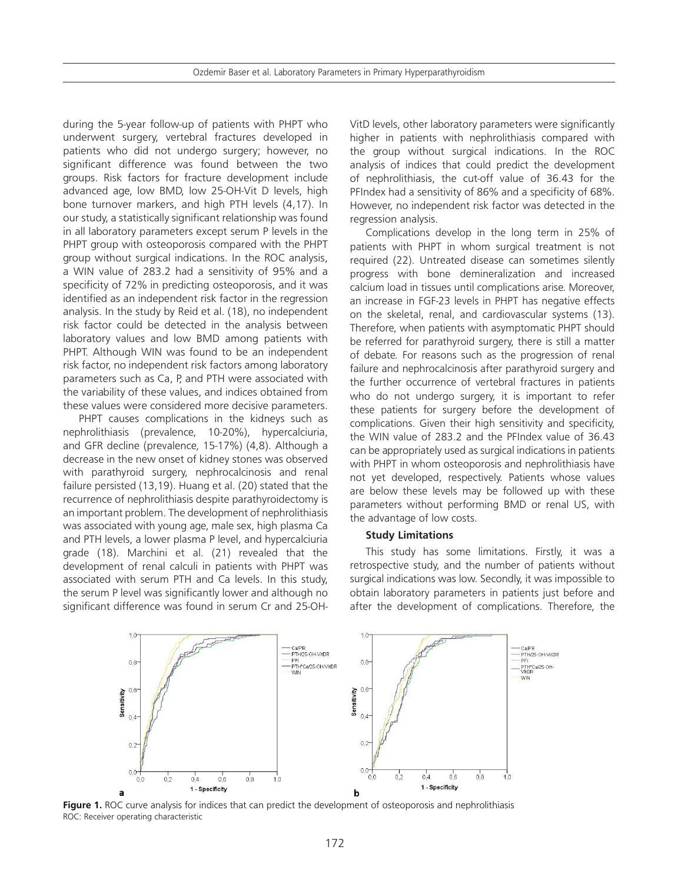during the 5-year follow-up of patients with PHPT who underwent surgery, vertebral fractures developed in patients who did not undergo surgery; however, no significant difference was found between the two groups. Risk factors for fracture development include advanced age, low BMD, low 25-OH-Vit D levels, high bone turnover markers, and high PTH levels (4,17). In our study, a statistically significant relationship was found in all laboratory parameters except serum P levels in the PHPT group with osteoporosis compared with the PHPT group without surgical indications. In the ROC analysis, a WIN value of 283.2 had a sensitivity of 95% and a specificity of 72% in predicting osteoporosis, and it was identified as an independent risk factor in the regression analysis. In the study by Reid et al. (18), no independent risk factor could be detected in the analysis between laboratory values and low BMD among patients with PHPT. Although WIN was found to be an independent risk factor, no independent risk factors among laboratory parameters such as Ca, P, and PTH were associated with the variability of these values, and indices obtained from these values were considered more decisive parameters.

PHPT causes complications in the kidneys such as nephrolithiasis (prevalence, 10-20%), hypercalciuria, and GFR decline (prevalence, 15-17%) (4,8). Although a decrease in the new onset of kidney stones was observed with parathyroid surgery, nephrocalcinosis and renal failure persisted (13,19). Huang et al. (20) stated that the recurrence of nephrolithiasis despite parathyroidectomy is an important problem. The development of nephrolithiasis was associated with young age, male sex, high plasma Ca and PTH levels, a lower plasma P level, and hypercalciuria grade (18). Marchini et al. (21) revealed that the development of renal calculi in patients with PHPT was associated with serum PTH and Ca levels. In this study, the serum P level was significantly lower and although no significant difference was found in serum Cr and 25-OH-VitD levels, other laboratory parameters were significantly higher in patients with nephrolithiasis compared with the group without surgical indications. In the ROC analysis of indices that could predict the development of nephrolithiasis, the cut-off value of 36.43 for the PFIndex had a sensitivity of 86% and a specificity of 68%. However, no independent risk factor was detected in the regression analysis.

Complications develop in the long term in 25% of patients with PHPT in whom surgical treatment is not required (22). Untreated disease can sometimes silently progress with bone demineralization and increased calcium load in tissues until complications arise. Moreover, an increase in FGF-23 levels in PHPT has negative effects on the skeletal, renal, and cardiovascular systems (13). Therefore, when patients with asymptomatic PHPT should be referred for parathyroid surgery, there is still a matter of debate. For reasons such as the progression of renal failure and nephrocalcinosis after parathyroid surgery and the further occurrence of vertebral fractures in patients who do not undergo surgery, it is important to refer these patients for surgery before the development of complications. Given their high sensitivity and specificity, the WIN value of 283.2 and the PFIndex value of 36.43 can be appropriately used as surgical indications in patients with PHPT in whom osteoporosis and nephrolithiasis have not yet developed, respectively. Patients whose values are below these levels may be followed up with these parameters without performing BMD or renal US, with the advantage of low costs.

### Study Limitations

This study has some limitations. Firstly, it was a retrospective study, and the number of patients without surgical indications was low. Secondly, it was impossible to obtain laboratory parameters in patients just before and after the development of complications. Therefore, the

**Figure 1.** ROC curve analysis for indices that can predict the development of osteoporosis and nephrolithiasis
ROC: Receiver operating characteristic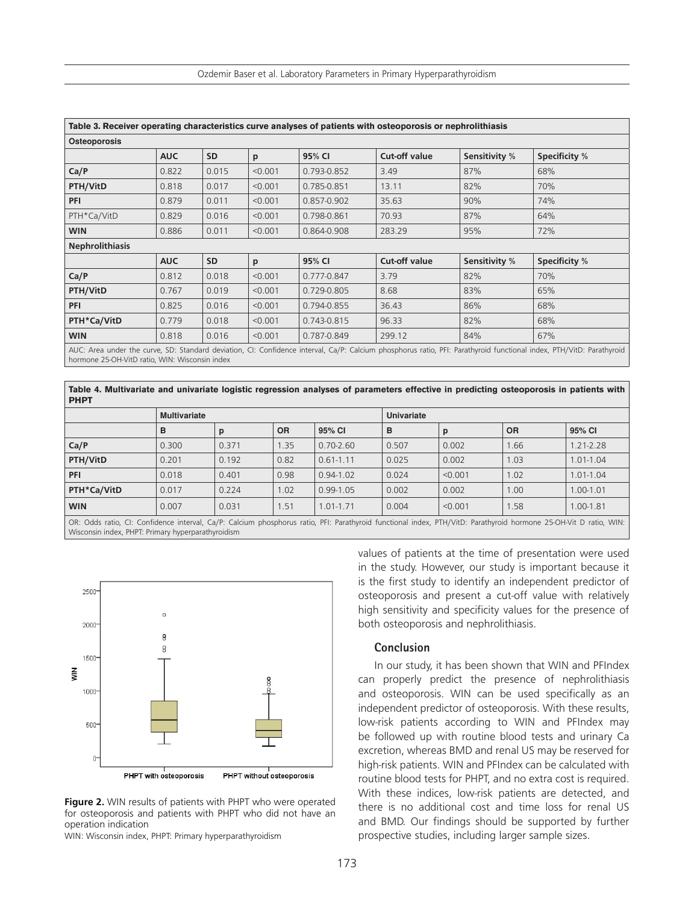| Table 3. Receiver operating characteristics curve analyses of patients with osteoporosis or nephrolithiasis | | | | | | | |
|---|---|---|---|---|---|---|---|
| **Osteoporosis** | | | | | | | |
| | **AUC** | **SD** | **p** | **95% CI** | **Cut-off value** | **Sensitivity %** | **Specificity %** |
| **Ca/P** | 0.822 | 0.015 | <0.001 | 0.793-0.852 | 3.49 | 87% | 68% |
| **PTH/VitD** | 0.818 | 0.017 | <0.001 | 0.785-0.851 | 13.11 | 82% | 70% |
| **PFI** | 0.879 | 0.011 | <0.001 | 0.857-0.902 | 35.63 | 90% | 74% |
| PTH*Ca/VitD | 0.829 | 0.016 | <0.001 | 0.798-0.861 | 70.93 | 87% | 64% |
| **WIN** | 0.886 | 0.011 | <0.001 | 0.864-0.908 | 283.29 | 95% | 72% |
| **Nephrolithiasis** | | | | | | | |
| | **AUC** | **SD** | **p** | **95% CI** | **Cut-off value** | **Sensitivity %** | **Specificity %** |
| **Ca/P** | 0.812 | 0.018 | <0.001 | 0.777-0.847 | 3.79 | 82% | 70% |
| **PTH/VitD** | 0.767 | 0.019 | <0.001 | 0.729-0.805 | 8.68 | 83% | 65% |
| **PFI** | 0.825 | 0.016 | <0.001 | 0.794-0.855 | 36.43 | 86% | 68% |
| **PTH*Ca/VitD** | 0.779 | 0.018 | <0.001 | 0.743-0.815 | 96.33 | 82% | 68% |
| **WIN** | 0.818 | 0.016 | <0.001 | 0.787-0.849 | 299.12 | 84% | 67% |

AUC: Area under the curve, SD: Standard deviation, CI: Confidence interval, Ca/P: Calcium phosphorus ratio, PFI: Parathyroid functional index, PTH/VitD: Parathyroid hormone 25-OH-VitD ratio, WIN: Wisconsin index

| Table 4. Multivariate and univariate logistic regression analyses of parameters effective in predicting osteoporosis in patients with PHPT | | | | | | | | |
|---|---|---|---|---|---|---|---|---|
| | **Multivariate** | | | | **Univariate** | | | |
| | **B** | **p** | **OR** | **95% CI** | **B** | **p** | **OR** | **95% CI** |
| **Ca/P** | 0.300 | 0.371 | 1.35 | 0.70-2.60 | 0.507 | 0.002 | 1.66 | 1.21-2.28 |
| **PTH/VitD** | 0.201 | 0.192 | 0.82 | 0.61-1.11 | 0.025 | 0.002 | 1.03 | 1.01-1.04 |
| **PFI** | 0.018 | 0.401 | 0.98 | 0.94-1.02 | 0.024 | <0.001 | 1.02 | 1.01-1.04 |
| **PTH*Ca/VitD** | 0.017 | 0.224 | 1.02 | 0.99-1.05 | 0.002 | 0.002 | 1.00 | 1.00-1.01 |
| **WIN** | 0.007 | 0.031 | 1.51 | 1.01-1.71 | 0.004 | <0.001 | 1.58 | 1.00-1.81 |

OR: Odds ratio, CI: Confidence interval, Ca/P: Calcium phosphorus ratio, PFI: Parathyroid functional index, PTH/VitD: Parathyroid hormone 25-OH-Vit D ratio, WIN: Wisconsin index, PHPT: Primary hyperparathyroidism

**Figure 2.** WIN results of patients with PHPT who were operated for osteoporosis and patients with PHPT who did not have an operation indication

WIN: Wisconsin index, PHPT: Primary hyperparathyroidism

values of patients at the time of presentation were used in the study. However, our study is important because it is the first study to identify an independent predictor of osteoporosis and present a cut-off value with relatively high sensitivity and specificity values for the presence of both osteoporosis and nephrolithiasis.

## Conclusion

In our study, it has been shown that WIN and PFIndex can properly predict the presence of nephrolithiasis and osteoporosis. WIN can be used specifically as an independent predictor of osteoporosis. With these results, low-risk patients according to WIN and PFIndex may be followed up with routine blood tests and urinary Ca excretion, whereas BMD and renal US may be reserved for high-risk patients. WIN and PFIndex can be calculated with routine blood tests for PHPT, and no extra cost is required. With these indices, low-risk patients are detected, and there is no additional cost and time loss for renal US and BMD. Our findings should be supported by further prospective studies, including larger sample sizes.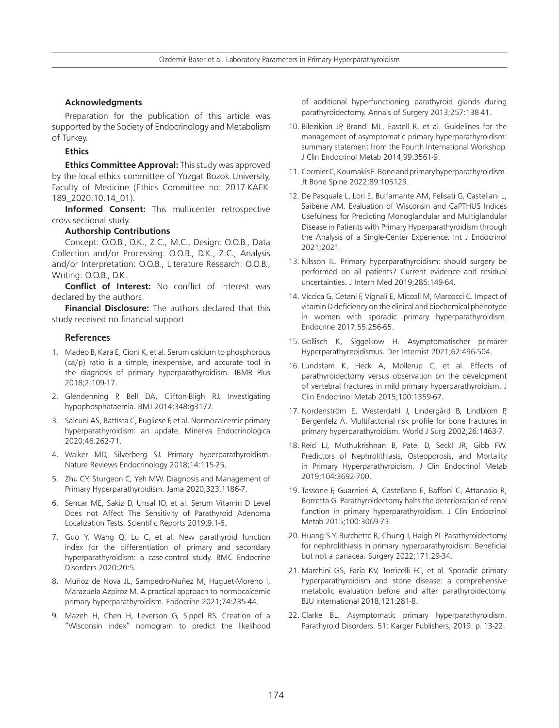### Acknowledgments

Preparation for the publication of this article was supported by the Society of Endocrinology and Metabolism of Turkey.

### Ethics

**Ethics Committee Approval:** This study was approved by the local ethics committee of Yozgat Bozok University, Faculty of Medicine (Ethics Committee no: 2017-KAEK-189_2020.10.14_01).

**Informed Consent:** This multicenter retrospective cross-sectional study.

**Authorship Contributions**

Concept: O.O.B., D.K., Z.C., M.C., Design: O.O.B., Data Collection and/or Processing: O.O.B., D.K., Z.C., Analysis and/or Interpretation: O.O.B., Literature Research: O.O.B., Writing: O.O.B., D.K.

**Conflict of Interest:** No conflict of interest was declared by the authors.

**Financial Disclosure:** The authors declared that this study received no financial support.

## References

1. Madeo B, Kara E, Cioni K, et al. Serum calcium to phosphorous (ca/p) ratio is a simple, inexpensive, and accurate tool in the diagnosis of primary hyperparathyroidism. JBMR Plus 2018;2:109-17.
2. Glendenning P, Bell DA, Clifton-Bligh RJ. Investigating hypophosphataemia. BMJ 2014;348:g3172.
3. Salcuni AS, Battista C, Pugliese F, et al. Normocalcemic primary hyperparathyroidism: an update. Minerva Endocrinologica 2020;46:262-71.
4. Walker MD, Silverberg SJ. Primary hyperparathyroidism. Nature Reviews Endocrinology 2018;14:115-25.
5. Zhu CY, Sturgeon C, Yeh MW. Diagnosis and Management of Primary Hyperparathyroidism. Jama 2020;323:1186-7.
6. Sencar ME, Sakiz D, Unsal IO, et al. Serum Vitamin D Level Does not Affect The Sensitivity of Parathyroid Adenoma Localization Tests. Scientific Reports 2019;9:1-6.
7. Guo Y, Wang Q, Lu C, et al. New parathyroid function index for the differentiation of primary and secondary hyperparathyroidism: a case-control study. BMC Endocrine Disorders 2020;20:5.
8. Muñoz de Nova JL, Sampedro-Nuñez M, Huguet-Moreno I, Marazuela Azpiroz M. A practical approach to normocalcemic primary hyperparathyroidism. Endocrine 2021;74:235-44.
9. Mazeh H, Chen H, Leverson G, Sippel RS. Creation of a "Wisconsin index" nomogram to predict the likelihood of additional hyperfunctioning parathyroid glands during parathyroidectomy. Annals of Surgery 2013;257:138-41.
10. Bilezikian JP, Brandi ML, Eastell R, et al. Guidelines for the management of asymptomatic primary hyperparathyroidism: summary statement from the Fourth International Workshop. J Clin Endocrinol Metab 2014;99:3561-9.
11. Cormier C, Koumakis E. Bone and primary hyperparathyroidism. Jt Bone Spine 2022;89:105129.
12. De Pasquale L, Lori E, Bulfamante AM, Felisati G, Castellani L, Saibene AM. Evaluation of Wisconsin and CaPTHUS Indices Usefulness for Predicting Monoglandular and Multiglandular Disease in Patients with Primary Hyperparathyroidism through the Analysis of a Single-Center Experience. Int J Endocrinol 2021;2021.
13. Nilsson IL. Primary hyperparathyroidism: should surgery be performed on all patients? Current evidence and residual uncertainties. J Intern Med 2019;285:149-64.
14. Viccica G, Cetani F, Vignali E, Miccoli M, Marcocci C. Impact of vitamin D deficiency on the clinical and biochemical phenotype in women with sporadic primary hyperparathyroidism. Endocrine 2017;55:256-65.
15. Gollisch K, Siggelkow H. Asymptomatischer primärer Hyperparathyreoidismus. Der Internist 2021;62:496-504.
16. Lundstam K, Heck A, Mollerup C, et al. Effects of parathyroidectomy versus observation on the development of vertebral fractures in mild primary hyperparathyroidism. J Clin Endocrinol Metab 2015;100:1359-67.
17. Nordenström E, Westerdahl J, Lindergård B, Lindblom P, Bergenfelz A. Multifactorial risk profile for bone fractures in primary hyperparathyroidism. World J Surg 2002;26:1463-7.
18. Reid LJ, Muthukrishnan B, Patel D, Seckl JR, Gibb FW. Predictors of Nephrolithiasis, Osteoporosis, and Mortality in Primary Hyperparathyroidism. J Clin Endocrinol Metab 2019;104:3692-700.
19. Tassone F, Guarnieri A, Castellano E, Baffoni C, Attanasio R, Borretta G. Parathyroidectomy halts the deterioration of renal function in primary hyperparathyroidism. J Clin Endocrinol Metab 2015;100:3069-73.
20. Huang S-Y, Burchette R, Chung J, Haigh PI. Parathyroidectomy for nephrolithiasis in primary hyperparathyroidism: Beneficial but not a panacea. Surgery 2022;171:29-34.
21. Marchini GS, Faria KV, Torricelli FC, et al. Sporadic primary hyperparathyroidism and stone disease: a comprehensive metabolic evaluation before and after parathyroidectomy. BJU international 2018;121:281-8.
22. Clarke BL. Asymptomatic primary hyperparathyroidism. Parathyroid Disorders. 51: Karger Publishers; 2019. p. 13-22.